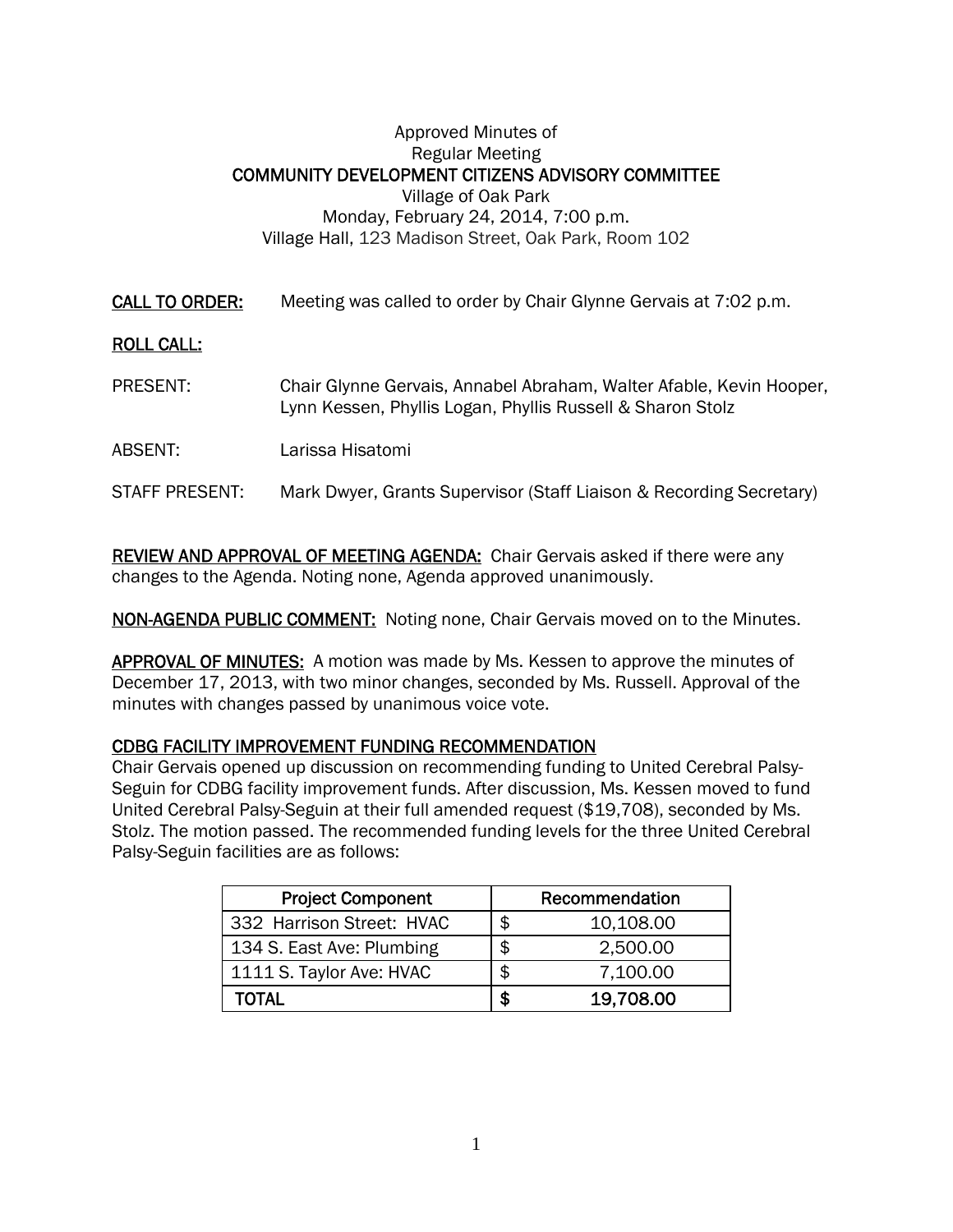Approved Minutes of
Regular Meeting
**COMMUNITY DEVELOPMENT CITIZENS ADVISORY COMMITTEE**
Village of Oak Park
Monday, February 24, 2014, 7:00 p.m.
Village Hall, 123 Madison Street, Oak Park, Room 102

**CALL TO ORDER:** Meeting was called to order by Chair Glynne Gervais at 7:02 p.m.

**ROLL CALL:**

PRESENT: Chair Glynne Gervais, Annabel Abraham, Walter Afable, Kevin Hooper, Lynn Kessen, Phyllis Logan, Phyllis Russell & Sharon Stolz

ABSENT: Larissa Hisatomi

STAFF PRESENT: Mark Dwyer, Grants Supervisor (Staff Liaison & Recording Secretary)

**REVIEW AND APPROVAL OF MEETING AGENDA:** Chair Gervais asked if there were any changes to the Agenda. Noting none, Agenda approved unanimously.

**NON-AGENDA PUBLIC COMMENT:** Noting none, Chair Gervais moved on to the Minutes.

**APPROVAL OF MINUTES:** A motion was made by Ms. Kessen to approve the minutes of December 17, 2013, with two minor changes, seconded by Ms. Russell. Approval of the minutes with changes passed by unanimous voice vote.

**CDBG FACILITY IMPROVEMENT FUNDING RECOMMENDATION**

Chair Gervais opened up discussion on recommending funding to United Cerebral Palsy-Seguin for CDBG facility improvement funds. After discussion, Ms. Kessen moved to fund United Cerebral Palsy-Seguin at their full amended request ($19,708), seconded by Ms. Stolz. The motion passed. The recommended funding levels for the three United Cerebral Palsy-Seguin facilities are as follows:

| Project Component | Recommendation |
|---|---|
| 332 Harrison Street: HVAC | $ 10,108.00 |
| 134 S. East Ave: Plumbing | $ 2,500.00 |
| 1111 S. Taylor Ave: HVAC | $ 7,100.00 |
| **TOTAL** | **$ 19,708.00** |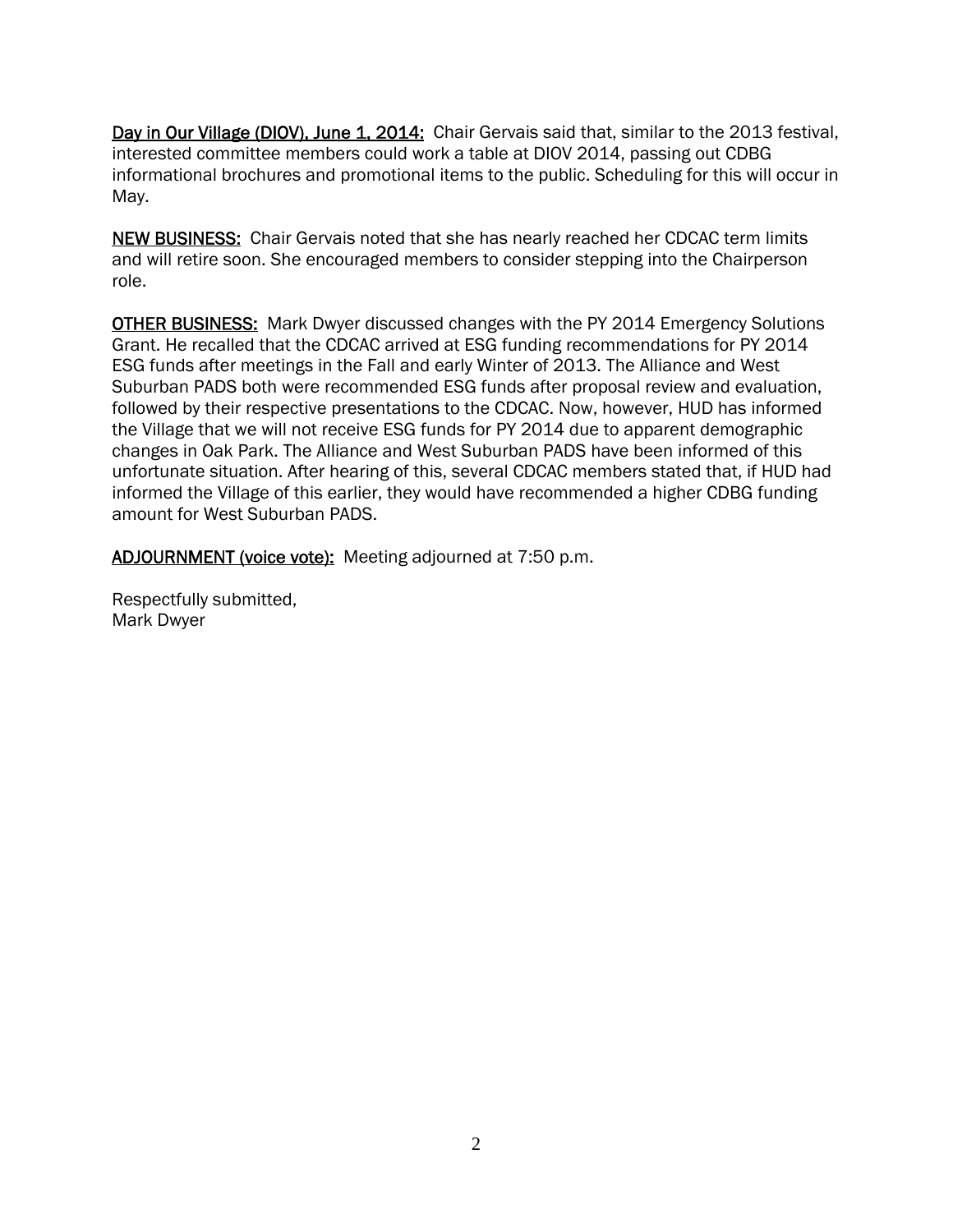Day in Our Village (DIOV), June 1, 2014: Chair Gervais said that, similar to the 2013 festival, interested committee members could work a table at DIOV 2014, passing out CDBG informational brochures and promotional items to the public. Scheduling for this will occur in May.

NEW BUSINESS: Chair Gervais noted that she has nearly reached her CDCAC term limits and will retire soon. She encouraged members to consider stepping into the Chairperson role.

OTHER BUSINESS: Mark Dwyer discussed changes with the PY 2014 Emergency Solutions Grant. He recalled that the CDCAC arrived at ESG funding recommendations for PY 2014 ESG funds after meetings in the Fall and early Winter of 2013. The Alliance and West Suburban PADS both were recommended ESG funds after proposal review and evaluation, followed by their respective presentations to the CDCAC. Now, however, HUD has informed the Village that we will not receive ESG funds for PY 2014 due to apparent demographic changes in Oak Park. The Alliance and West Suburban PADS have been informed of this unfortunate situation. After hearing of this, several CDCAC members stated that, if HUD had informed the Village of this earlier, they would have recommended a higher CDBG funding amount for West Suburban PADS.

ADJOURNMENT (voice vote): Meeting adjourned at 7:50 p.m.

Respectfully submitted,
Mark Dwyer